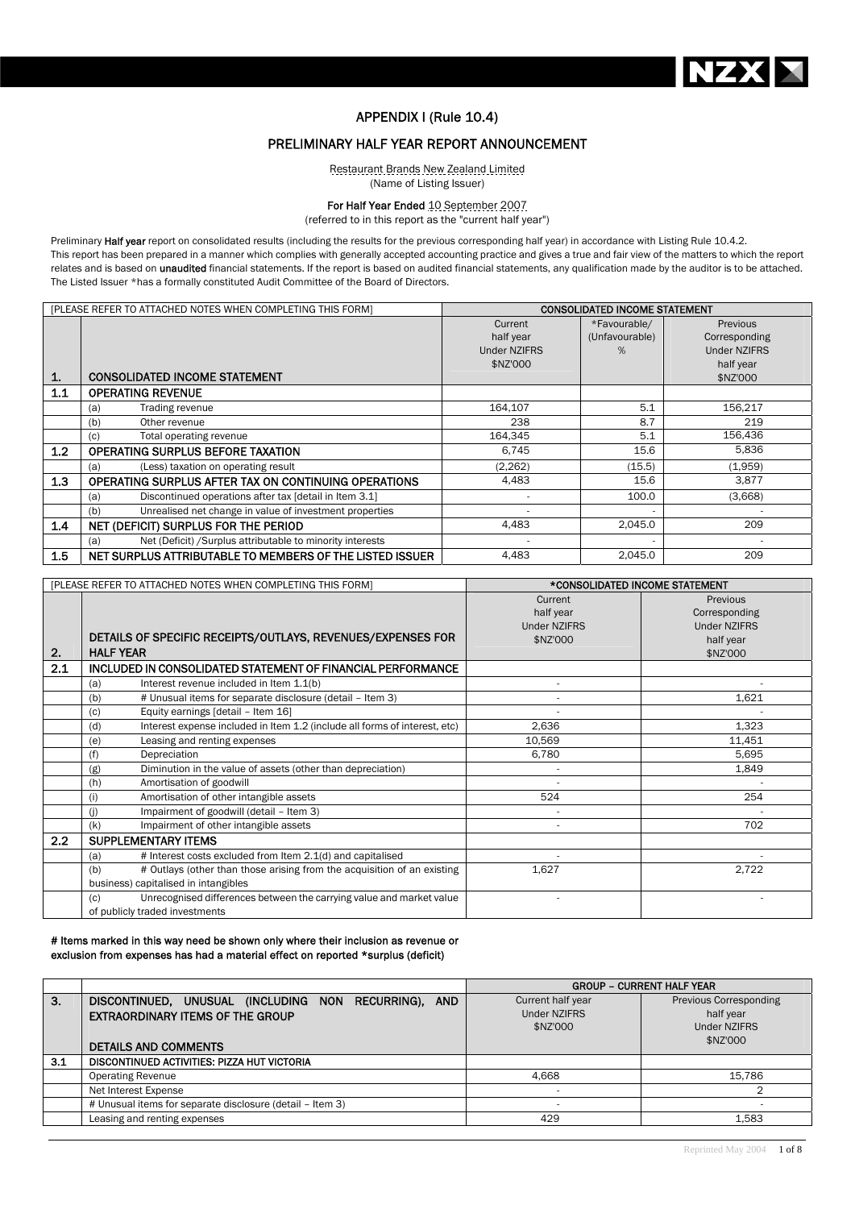# APPENDIX I (Rule 10.4)

## PRELIMINARY HALF YEAR REPORT ANNOUNCEMENT

Restaurant Brands New Zealand Limited
(Name of Listing Issuer)

**For Half Year Ended** 10 September 2007
(referred to in this report as the "current half year")

Preliminary **Half year** report on consolidated results (including the results for the previous corresponding half year) in accordance with Listing Rule 10.4.2.
This report has been prepared in a manner which complies with generally accepted accounting practice and gives a true and fair view of the matters to which the report relates and is based on **unaudited** financial statements. If the report is based on audited financial statements, any qualification made by the auditor is to be attached.
The Listed Issuer *has a formally constituted Audit Committee of the Board of Directors.

| [PLEASE REFER TO ATTACHED NOTES WHEN COMPLETING THIS FORM] | | CONSOLIDATED INCOME STATEMENT | | |
|---|---|---|---|---|
| **1.** | **CONSOLIDATED INCOME STATEMENT** | Current half year Under NZIFRS $NZ'000 | *Favourable/ (Unfavourable) % | Previous Corresponding Under NZIFRS half year $NZ'000 |
| **1.1** | **OPERATING REVENUE** | | | |
| | (a) Trading revenue | 164,107 | 5.1 | 156,217 |
| | (b) Other revenue | 238 | 8.7 | 219 |
| | (c) Total operating revenue | 164,345 | 5.1 | 156,436 |
| **1.2** | **OPERATING SURPLUS BEFORE TAXATION** | 6,745 | 15.6 | 5,836 |
| | (a) (Less) taxation on operating result | (2,262) | (15.5) | (1,959) |
| **1.3** | **OPERATING SURPLUS AFTER TAX ON CONTINUING OPERATIONS** | 4,483 | 15.6 | 3,877 |
| | (a) Discontinued operations after tax [detail in Item 3.1] | - | 100.0 | (3,668) |
| | (b) Unrealised net change in value of investment properties | - | - | - |
| **1.4** | **NET (DEFICIT) SURPLUS FOR THE PERIOD** | 4,483 | 2,045.0 | 209 |
| | (a) Net (Deficit) /Surplus attributable to minority interests | - | - | - |
| **1.5** | **NET SURPLUS ATTRIBUTABLE TO MEMBERS OF THE LISTED ISSUER** | 4,483 | 2,045.0 | 209 |

| [PLEASE REFER TO ATTACHED NOTES WHEN COMPLETING THIS FORM] | | *CONSOLIDATED INCOME STATEMENT | |
|---|---|---|---|
| **2.** | **DETAILS OF SPECIFIC RECEIPTS/OUTLAYS, REVENUES/EXPENSES FOR HALF YEAR** | Current half year Under NZIFRS $NZ'000 | Previous Corresponding Under NZIFRS half year $NZ'000 |
| **2.1** | **INCLUDED IN CONSOLIDATED STATEMENT OF FINANCIAL PERFORMANCE** | | |
| | (a) Interest revenue included in Item 1.1(b) | - | - |
| | (b) # Unusual items for separate disclosure (detail – Item 3) | - | 1,621 |
| | (c) Equity earnings [detail – Item 16] | - | - |
| | (d) Interest expense included in Item 1.2 (include all forms of interest, etc) | 2,636 | 1,323 |
| | (e) Leasing and renting expenses | 10,569 | 11,451 |
| | (f) Depreciation | 6,780 | 5,695 |
| | (g) Diminution in the value of assets (other than depreciation) | - | 1,849 |
| | (h) Amortisation of goodwill | - | - |
| | (i) Amortisation of other intangible assets | 524 | 254 |
| | (j) Impairment of goodwill (detail – Item 3) | - | - |
| | (k) Impairment of other intangible assets | - | 702 |
| **2.2** | **SUPPLEMENTARY ITEMS** | | |
| | (a) # Interest costs excluded from Item 2.1(d) and capitalised | - | - |
| | (b) # Outlays (other than those arising from the acquisition of an existing business) capitalised in intangibles | 1,627 | 2,722 |
| | (c) Unrecognised differences between the carrying value and market value of publicly traded investments | - | - |

**# Items marked in this way need be shown only where their inclusion as revenue or exclusion from expenses has had a material effect on reported *surplus (deficit)**

| | | GROUP – CURRENT HALF YEAR | |
|---|---|---|---|
| **3.** | **DISCONTINUED, UNUSUAL (INCLUDING NON RECURRING), AND EXTRAORDINARY ITEMS OF THE GROUP** <br><br> **DETAILS AND COMMENTS** | Current half year Under NZIFRS $NZ'000 | Previous Corresponding half year Under NZIFRS $NZ'000 |
| **3.1** | **DISCONTINUED ACTIVITIES: PIZZA HUT VICTORIA** | | |
| | Operating Revenue | 4,668 | 15,786 |
| | Net Interest Expense | - | 2 |
| | # Unusual items for separate disclosure (detail – Item 3) | - | - |
| | Leasing and renting expenses | 429 | 1,583 |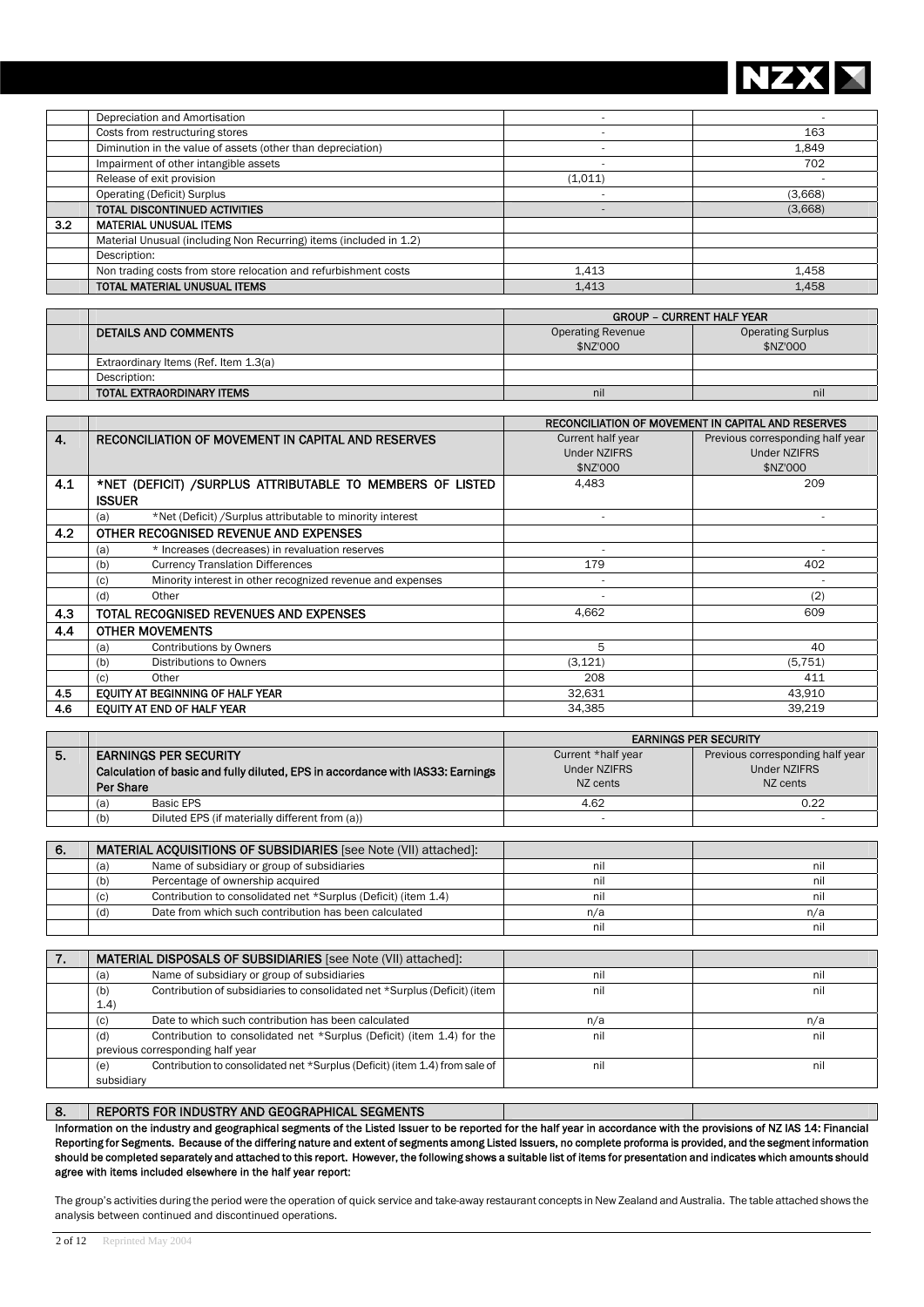| | | | |
|---|---|---|---|
| | Depreciation and Amortisation | - | - |
| | Costs from restructuring stores | - | 163 |
| | Diminution in the value of assets (other than depreciation) | - | 1,849 |
| | Impairment of other intangible assets | - | 702 |
| | Release of exit provision | (1,011) | - |
| | Operating (Deficit) Surplus | - | (3,668) |
| | TOTAL DISCONTINUED ACTIVITIES | - | (3,668) |
| 3.2 | MATERIAL UNUSUAL ITEMS | | |
| | Material Unusual (including Non Recurring) items (included in 1.2) | | |
| | Description: | | |
| | Non trading costs from store relocation and refurbishment costs | 1,413 | 1,458 |
| | TOTAL MATERIAL UNUSUAL ITEMS | 1,413 | 1,458 |

| | | GROUP – CURRENT HALF YEAR | |
|---|---|---|---|
| | DETAILS AND COMMENTS | Operating Revenue $NZ'000 | Operating Surplus $NZ'000 |
| | Extraordinary Items (Ref. Item 1.3(a) | | |
| | Description: | | |
| | TOTAL EXTRAORDINARY ITEMS | nil | nil |

| | | RECONCILIATION OF MOVEMENT IN CAPITAL AND RESERVES | |
|---|---|---|---|
| 4. | RECONCILIATION OF MOVEMENT IN CAPITAL AND RESERVES | Current half year Under NZIFRS $NZ'000 | Previous corresponding half year Under NZIFRS $NZ'000 |
| 4.1 | *NET (DEFICIT) /SURPLUS ATTRIBUTABLE TO MEMBERS OF LISTED ISSUER | 4,483 | 209 |
| | (a) *Net (Deficit) /Surplus attributable to minority interest | - | - |
| 4.2 | OTHER RECOGNISED REVENUE AND EXPENSES | | |
| | (a) * Increases (decreases) in revaluation reserves | - | - |
| | (b) Currency Translation Differences | 179 | 402 |
| | (c) Minority interest in other recognized revenue and expenses | - | - |
| | (d) Other | - | (2) |
| 4.3 | TOTAL RECOGNISED REVENUES AND EXPENSES | 4,662 | 609 |
| 4.4 | OTHER MOVEMENTS | | |
| | (a) Contributions by Owners | 5 | 40 |
| | (b) Distributions to Owners | (3,121) | (5,751) |
| | (c) Other | 208 | 411 |
| 4.5 | EQUITY AT BEGINNING OF HALF YEAR | 32,631 | 43,910 |
| 4.6 | EQUITY AT END OF HALF YEAR | 34,385 | 39,219 |

| | | EARNINGS PER SECURITY | |
|---|---|---|---|
| 5. | EARNINGS PER SECURITY<br>Calculation of basic and fully diluted, EPS in accordance with IAS33: Earnings Per Share | Current *half year Under NZIFRS NZ cents | Previous corresponding half year Under NZIFRS NZ cents |
| | (a) Basic EPS | 4.62 | 0.22 |
| | (b) Diluted EPS (if materially different from (a)) | - | - |

| 6. | MATERIAL ACQUISITIONS OF SUBSIDIARIES [see Note (VII) attached]: | | |
|---|---|---|---|
| | (a) Name of subsidiary or group of subsidiaries | nil | nil |
| | (b) Percentage of ownership acquired | nil | nil |
| | (c) Contribution to consolidated net *Surplus (Deficit) (item 1.4) | nil | nil |
| | (d) Date from which such contribution has been calculated | n/a | n/a |
| | | nil | nil |

| 7. | MATERIAL DISPOSALS OF SUBSIDIARIES [see Note (VII) attached]: | | |
|---|---|---|---|
| | (a) Name of subsidiary or group of subsidiaries | nil | nil |
| | (b) Contribution of subsidiaries to consolidated net *Surplus (Deficit) (item 1.4) | nil | nil |
| | (c) Date to which such contribution has been calculated | n/a | n/a |
| | (d) Contribution to consolidated net *Surplus (Deficit) (item 1.4) for the previous corresponding half year | nil | nil |
| | (e) Contribution to consolidated net *Surplus (Deficit) (item 1.4) from sale of subsidiary | nil | nil |

| 8. | REPORTS FOR INDUSTRY AND GEOGRAPHICAL SEGMENTS |
|---|---|

**Information on the industry and geographical segments of the Listed Issuer to be reported for the half year in accordance with the provisions of NZ IAS 14: Financial Reporting for Segments. Because of the differing nature and extent of segments among Listed Issuers, no complete proforma is provided, and the segment information should be completed separately and attached to this report. However, the following shows a suitable list of items for presentation and indicates which amounts should agree with items included elsewhere in the half year report:**

The group's activities during the period were the operation of quick service and take-away restaurant concepts in New Zealand and Australia. The table attached shows the analysis between continued and discontinued operations.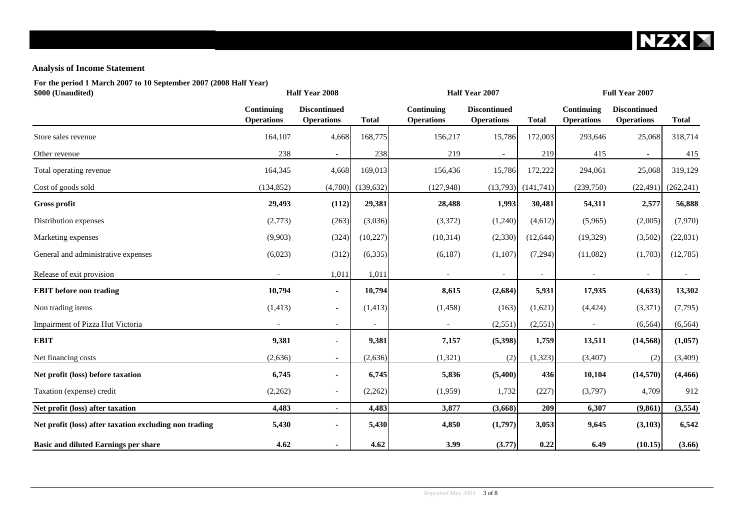## Analysis of Income Statement

**For the period 1 March 2007 to 10 September 2007 (2008 Half Year)**
**$000 (Unaudited)**

| | Half Year 2008 | | | Half Year 2007 | | | Full Year 2007 | | |
|---|---|---|---|---|---|---|---|---|---|
| | **Continuing Operations** | **Discontinued Operations** | **Total** | **Continuing Operations** | **Discontinued Operations** | **Total** | **Continuing Operations** | **Discontinued Operations** | **Total** |
| Store sales revenue | 164,107 | 4,668 | 168,775 | 156,217 | 15,786 | 172,003 | 293,646 | 25,068 | 318,714 |
| Other revenue | 238 | - | 238 | 219 | - | 219 | 415 | - | 415 |
| Total operating revenue | 164,345 | 4,668 | 169,013 | 156,436 | 15,786 | 172,222 | 294,061 | 25,068 | 319,129 |
| Cost of goods sold | (134,852) | (4,780) | (139,632) | (127,948) | (13,793) | (141,741) | (239,750) | (22,491) | (262,241) |
| **Gross profit** | **29,493** | **(112)** | **29,381** | **28,488** | **1,993** | **30,481** | **54,311** | **2,577** | **56,888** |
| Distribution expenses | (2,773) | (263) | (3,036) | (3,372) | (1,240) | (4,612) | (5,965) | (2,005) | (7,970) |
| Marketing expenses | (9,903) | (324) | (10,227) | (10,314) | (2,330) | (12,644) | (19,329) | (3,502) | (22,831) |
| General and administrative expenses | (6,023) | (312) | (6,335) | (6,187) | (1,107) | (7,294) | (11,082) | (1,703) | (12,785) |
| Release of exit provision | - | 1,011 | 1,011 | - | - | - | - | - | - |
| **EBIT before non trading** | **10,794** | - | **10,794** | **8,615** | **(2,684)** | **5,931** | **17,935** | **(4,633)** | **13,302** |
| Non trading items | (1,413) | - | (1,413) | (1,458) | (163) | (1,621) | (4,424) | (3,371) | (7,795) |
| Impairment of Pizza Hut Victoria | - | - | - | - | (2,551) | (2,551) | - | (6,564) | (6,564) |
| **EBIT** | **9,381** | **-** | **9,381** | **7,157** | **(5,398)** | **1,759** | **13,511** | **(14,568)** | **(1,057)** |
| Net financing costs | (2,636) | - | (2,636) | (1,321) | (2) | (1,323) | (3,407) | (2) | (3,409) |
| **Net profit (loss) before taxation** | **6,745** | **-** | **6,745** | **5,836** | **(5,400)** | **436** | **10,104** | **(14,570)** | **(4,466)** |
| Taxation (expense) credit | (2,262) | - | (2,262) | (1,959) | 1,732 | (227) | (3,797) | 4,709 | 912 |
| **Net profit (loss) after taxation** | **4,483** | **-** | **4,483** | **3,877** | **(3,668)** | **209** | **6,307** | **(9,861)** | **(3,554)** |
| **Net profit (loss) after taxation excluding non trading** | **5,430** | **-** | **5,430** | **4,850** | **(1,797)** | **3,053** | **9,645** | **(3,103)** | **6,542** |
| **Basic and diluted Earnings per share** | **4.62** | **-** | **4.62** | **3.99** | **(3.77)** | **0.22** | **6.49** | **(10.15)** | **(3.66)** |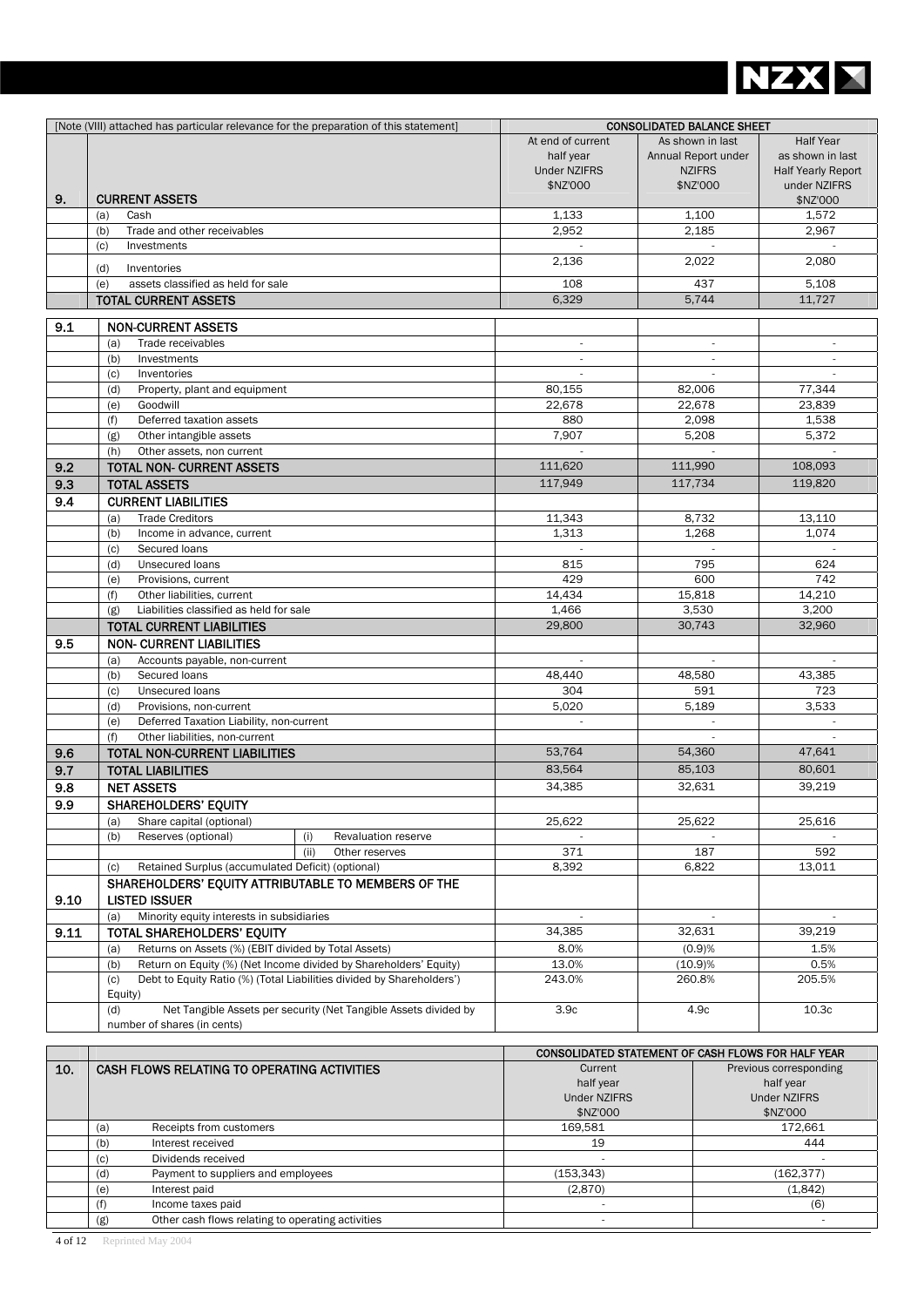| [Note (VIII) attached has particular relevance for the preparation of this statement] | | | | CONSOLIDATED BALANCE SHEET | | |
|---|---|---|---|---|---|---|
| | | | | At end of current half year Under NZIFRS $NZ'000 | As shown in last Annual Report under NZIFRS $NZ'000 | Half Year as shown in last Half Yearly Report under NZIFRS $NZ'000 |
| 9. | CURRENT ASSETS | | | | | |
| | (a) Cash | | | 1,133 | 1,100 | 1,572 |
| | (b) Trade and other receivables | | | 2,952 | 2,185 | 2,967 |
| | (c) Investments | | | - | - | - |
| | (d) Inventories | | | 2,136 | 2,022 | 2,080 |
| | (e) assets classified as held for sale | | | 108 | 437 | 5,108 |
| | TOTAL CURRENT ASSETS | | | 6,329 | 5,744 | 11,727 |
| 9.1 | NON-CURRENT ASSETS | | | | | |
| | (a) Trade receivables | | | - | - | - |
| | (b) Investments | | | - | - | - |
| | (c) Inventories | | | - | - | - |
| | (d) Property, plant and equipment | | | 80,155 | 82,006 | 77,344 |
| | (e) Goodwill | | | 22,678 | 22,678 | 23,839 |
| | (f) Deferred taxation assets | | | 880 | 2,098 | 1,538 |
| | (g) Other intangible assets | | | 7,907 | 5,208 | 5,372 |
| | (h) Other assets, non current | | | - | - | - |
| 9.2 | TOTAL NON- CURRENT ASSETS | | | 111,620 | 111,990 | 108,093 |
| 9.3 | TOTAL ASSETS | | | 117,949 | 117,734 | 119,820 |
| 9.4 | CURRENT LIABILITIES | | | | | |
| | (a) Trade Creditors | | | 11,343 | 8,732 | 13,110 |
| | (b) Income in advance, current | | | 1,313 | 1,268 | 1,074 |
| | (c) Secured loans | | | - | - | - |
| | (d) Unsecured loans | | | 815 | 795 | 624 |
| | (e) Provisions, current | | | 429 | 600 | 742 |
| | (f) Other liabilities, current | | | 14,434 | 15,818 | 14,210 |
| | (g) Liabilities classified as held for sale | | | 1,466 | 3,530 | 3,200 |
| | TOTAL CURRENT LIABILITIES | | | 29,800 | 30,743 | 32,960 |
| 9.5 | NON- CURRENT LIABILITIES | | | | | |
| | (a) Accounts payable, non-current | | | - | - | - |
| | (b) Secured loans | | | 48,440 | 48,580 | 43,385 |
| | (c) Unsecured loans | | | 304 | 591 | 723 |
| | (d) Provisions, non-current | | | 5,020 | 5,189 | 3,533 |
| | (e) Deferred Taxation Liability, non-current | | | - | - | - |
| | (f) Other liabilities, non-current | | | | - | - |
| 9.6 | TOTAL NON-CURRENT LIABILITIES | | | 53,764 | 54,360 | 47,641 |
| 9.7 | TOTAL LIABILITIES | | | 83,564 | 85,103 | 80,601 |
| 9.8 | NET ASSETS | | | 34,385 | 32,631 | 39,219 |
| 9.9 | SHAREHOLDERS' EQUITY | | | | | |
| | (a) Share capital (optional) | | | 25,622 | 25,622 | 25,616 |
| | (b) Reserves (optional) | (i) | Revaluation reserve | - | - | - |
| | | (ii) | Other reserves | 371 | 187 | 592 |
| | (c) Retained Surplus (accumulated Deficit) (optional) | | | 8,392 | 6,822 | 13,011 |
| 9.10 | SHAREHOLDERS' EQUITY ATTRIBUTABLE TO MEMBERS OF THE LISTED ISSUER | | | | | |
| | (a) Minority equity interests in subsidiaries | | | - | - | - |
| 9.11 | TOTAL SHAREHOLDERS' EQUITY | | | 34,385 | 32,631 | 39,219 |
| | (a) Returns on Assets (%) (EBIT divided by Total Assets) | | | 8.0% | (0.9)% | 1.5% |
| | (b) Return on Equity (%) (Net Income divided by Shareholders' Equity) | | | 13.0% | (10.9)% | 0.5% |
| | (c) Debt to Equity Ratio (%) (Total Liabilities divided by Shareholders' Equity) | | | 243.0% | 260.8% | 205.5% |
| | (d) Net Tangible Assets per security (Net Tangible Assets divided by number of shares (in cents) | | | 3.9c | 4.9c | 10.3c |

| | | CONSOLIDATED STATEMENT OF CASH FLOWS FOR HALF YEAR | |
|---|---|---|---|
| 10. | CASH FLOWS RELATING TO OPERATING ACTIVITIES | Current half year Under NZIFRS $NZ'000 | Previous corresponding half year Under NZIFRS $NZ'000 |
| | (a) Receipts from customers | 169,581 | 172,661 |
| | (b) Interest received | 19 | 444 |
| | (c) Dividends received | - | - |
| | (d) Payment to suppliers and employees | (153,343) | (162,377) |
| | (e) Interest paid | (2,870) | (1,842) |
| | (f) Income taxes paid | - | (6) |
| | (g) Other cash flows relating to operating activities | - | - |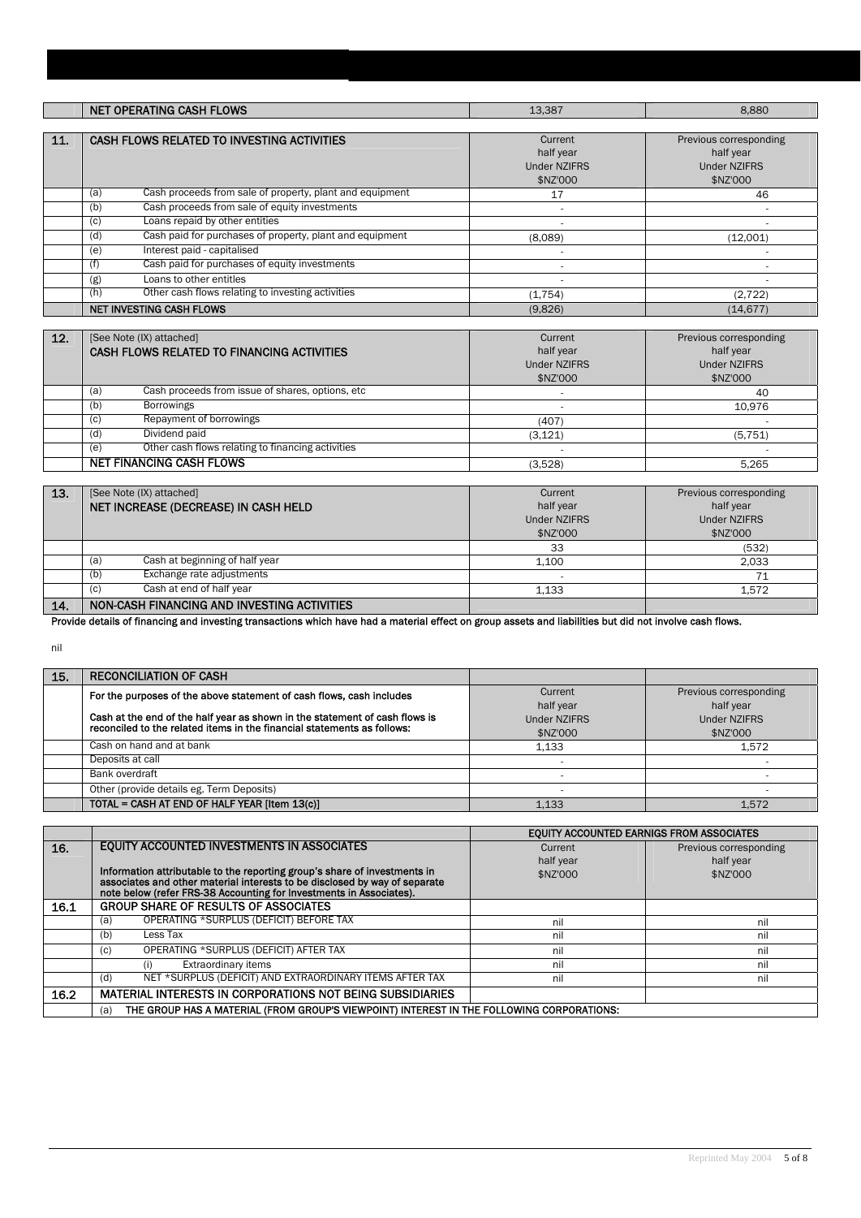| | NET OPERATING CASH FLOWS | 13,387 | 8,880 |
|---|---|---|---|

| 11. | CASH FLOWS RELATED TO INVESTING ACTIVITIES | Current half year Under NZIFRS $NZ'000 | Previous corresponding half year Under NZIFRS $NZ'000 |
|---|---|---|---|
| | (a) Cash proceeds from sale of property, plant and equipment | 17 | 46 |
| | (b) Cash proceeds from sale of equity investments | - | - |
| | (c) Loans repaid by other entities | - | - |
| | (d) Cash paid for purchases of property, plant and equipment | (8,089) | (12,001) |
| | (e) Interest paid - capitalised | - | - |
| | (f) Cash paid for purchases of equity investments | - | - |
| | (g) Loans to other entitles | - | - |
| | (h) Other cash flows relating to investing activities | (1,754) | (2,722) |
| | NET INVESTING CASH FLOWS | (9,826) | (14,677) |

| 12. | [See Note (IX) attached] CASH FLOWS RELATED TO FINANCING ACTIVITIES | Current half year Under NZIFRS $NZ'000 | Previous corresponding half year Under NZIFRS $NZ'000 |
|---|---|---|---|
| | (a) Cash proceeds from issue of shares, options, etc | - | 40 |
| | (b) Borrowings | - | 10,976 |
| | (c) Repayment of borrowings | (407) | - |
| | (d) Dividend paid | (3,121) | (5,751) |
| | (e) Other cash flows relating to financing activities | - | - |
| | NET FINANCING CASH FLOWS | (3,528) | 5,265 |

| 13. | [See Note (IX) attached] NET INCREASE (DECREASE) IN CASH HELD | Current half year Under NZIFRS $NZ'000 | Previous corresponding half year Under NZIFRS $NZ'000 |
|---|---|---|---|
| | | 33 | (532) |
| | (a) Cash at beginning of half year | 1,100 | 2,033 |
| | (b) Exchange rate adjustments | - | 71 |
| | (c) Cash at end of half year | 1,133 | 1,572 |

**14. NON-CASH FINANCING AND INVESTING ACTIVITIES**

**Provide details of financing and investing transactions which have had a material effect on group assets and liabilities but did not involve cash flows.**

nil

| 15. | RECONCILIATION OF CASH | | |
|---|---|---|---|
| | For the purposes of the above statement of cash flows, cash includes<br><br>Cash at the end of the half year as shown in the statement of cash flows is reconciled to the related items in the financial statements as follows: | Current half year Under NZIFRS $NZ'000 | Previous corresponding half year Under NZIFRS $NZ'000 |
| | Cash on hand and at bank | 1,133 | 1,572 |
| | Deposits at call | - | - |
| | Bank overdraft | - | - |
| | Other (provide details eg. Term Deposits) | - | - |
| | TOTAL = CASH AT END OF HALF YEAR [Item 13(c)] | 1,133 | 1,572 |

| | | EQUITY ACCOUNTED EARNINGS FROM ASSOCIATES | |
|---|---|---|---|
| 16. | EQUITY ACCOUNTED INVESTMENTS IN ASSOCIATES<br><br>Information attributable to the reporting group's share of investments in associates and other material interests to be disclosed by way of separate note below (refer FRS-38 Accounting for Investments in Associates). | Current half year $NZ'000 | Previous corresponding half year $NZ'000 |
| 16.1 | GROUP SHARE OF RESULTS OF ASSOCIATES | | |
| | (a) OPERATING *SURPLUS (DEFICIT) BEFORE TAX | nil | nil |
| | (b) Less Tax | nil | nil |
| | (c) OPERATING *SURPLUS (DEFICIT) AFTER TAX | nil | nil |
| | (i) Extraordinary items | nil | nil |
| | (d) NET *SURPLUS (DEFICIT) AND EXTRAORDINARY ITEMS AFTER TAX | nil | nil |
| 16.2 | MATERIAL INTERESTS IN CORPORATIONS NOT BEING SUBSIDIARIES | | |
| | (a) THE GROUP HAS A MATERIAL (FROM GROUP'S VIEWPOINT) INTEREST IN THE FOLLOWING CORPORATIONS: | | |

Reprinted May 2004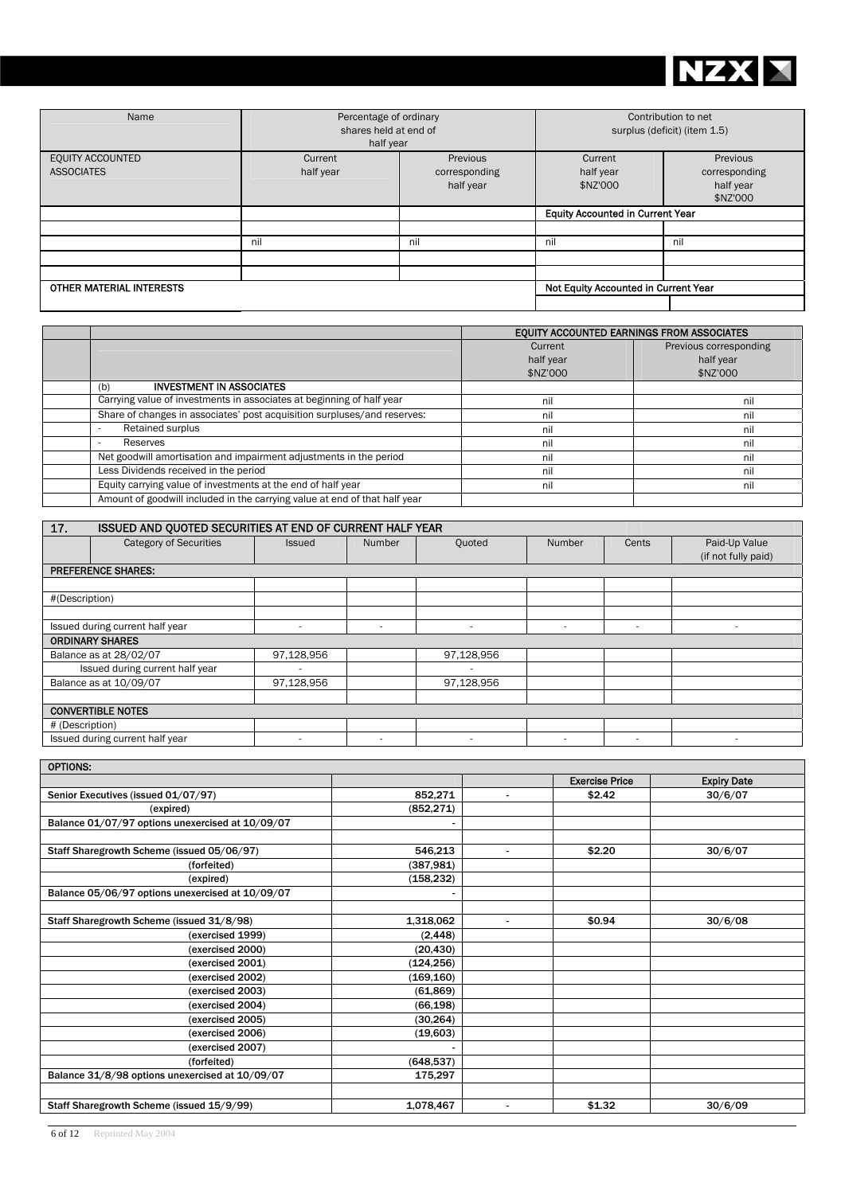| Name | Percentage of ordinary shares held at end of half year | | Contribution to net surplus (deficit) (item 1.5) | |
|---|---|---|---|---|
| EQUITY ACCOUNTED ASSOCIATES | Current half year | Previous corresponding half year | Current half year $NZ'000 | Previous corresponding half year $NZ'000 |
| | | | Equity Accounted in Current Year | |
| | | | | |
| | nil | nil | nil | nil |
| | | | | |
| | | | | |
| OTHER MATERIAL INTERESTS | | | Not Equity Accounted in Current Year | |
| | | | | |

| | | EQUITY ACCOUNTED EARNINGS FROM ASSOCIATES | |
|---|---|---|---|
| | | Current half year $NZ'000 | Previous corresponding half year $NZ'000 |
| | (b) INVESTMENT IN ASSOCIATES | | |
| | Carrying value of investments in associates at beginning of half year | nil | nil |
| | Share of changes in associates' post acquisition surpluses/and reserves: | nil | nil |
| | - Retained surplus | nil | nil |
| | - Reserves | nil | nil |
| | Net goodwill amortisation and impairment adjustments in the period | nil | nil |
| | Less Dividends received in the period | nil | nil |
| | Equity carrying value of investments at the end of half year | nil | nil |
| | Amount of goodwill included in the carrying value at end of that half year | | |

## 17. ISSUED AND QUOTED SECURITIES AT END OF CURRENT HALF YEAR

| Category of Securities | Issued | Number | Quoted | Number | Cents | Paid-Up Value (if not fully paid) |
|---|---|---|---|---|---|---|
| **PREFERENCE SHARES:** | | | | | | |
| | | | | | | |
| #(Description) | | | | | | |
| | | | | | | |
| Issued during current half year | - | - | - | - | - | - |
| **ORDINARY SHARES** | | | | | | |
| Balance as at 28/02/07 | 97,128,956 | | 97,128,956 | | | |
| Issued during current half year | - | | - | | | |
| Balance as at 10/09/07 | 97,128,956 | | 97,128,956 | | | |
| | | | | | | |
| **CONVERTIBLE NOTES** | | | | | | |
| # (Description) | | | | | | |
| Issued during current half year | - | - | - | - | - | - |

| OPTIONS: | | | | |
|---|---|---|---|---|
| | | | **Exercise Price** | **Expiry Date** |
| **Senior Executives (issued 01/07/97)** | **852,271** | **-** | **$2.42** | **30/6/07** |
| (expired) | (852,271) | | | |
| **Balance 01/07/97 options unexercised at 10/09/07** | - | | | |
| | | | | |
| **Staff Sharegrowth Scheme (issued 05/06/97)** | **546,213** | **-** | **$2.20** | **30/6/07** |
| (forfeited) | (387,981) | | | |
| (expired) | (158,232) | | | |
| **Balance 05/06/97 options unexercised at 10/09/07** | - | | | |
| | | | | |
| **Staff Sharegrowth Scheme (issued 31/8/98)** | **1,318,062** | **-** | **$0.94** | **30/6/08** |
| (exercised 1999) | (2,448) | | | |
| (exercised 2000) | (20,430) | | | |
| (exercised 2001) | (124,256) | | | |
| (exercised 2002) | (169,160) | | | |
| (exercised 2003) | (61,869) | | | |
| (exercised 2004) | (66,198) | | | |
| (exercised 2005) | (30,264) | | | |
| (exercised 2006) | (19,603) | | | |
| (exercised 2007) | - | | | |
| (forfeited) | (648,537) | | | |
| **Balance 31/8/98 options unexercised at 10/09/07** | **175,297** | | | |
| | | | | |
| **Staff Sharegrowth Scheme (issued 15/9/99)** | **1,078,467** | **-** | **$1.32** | **30/6/09** |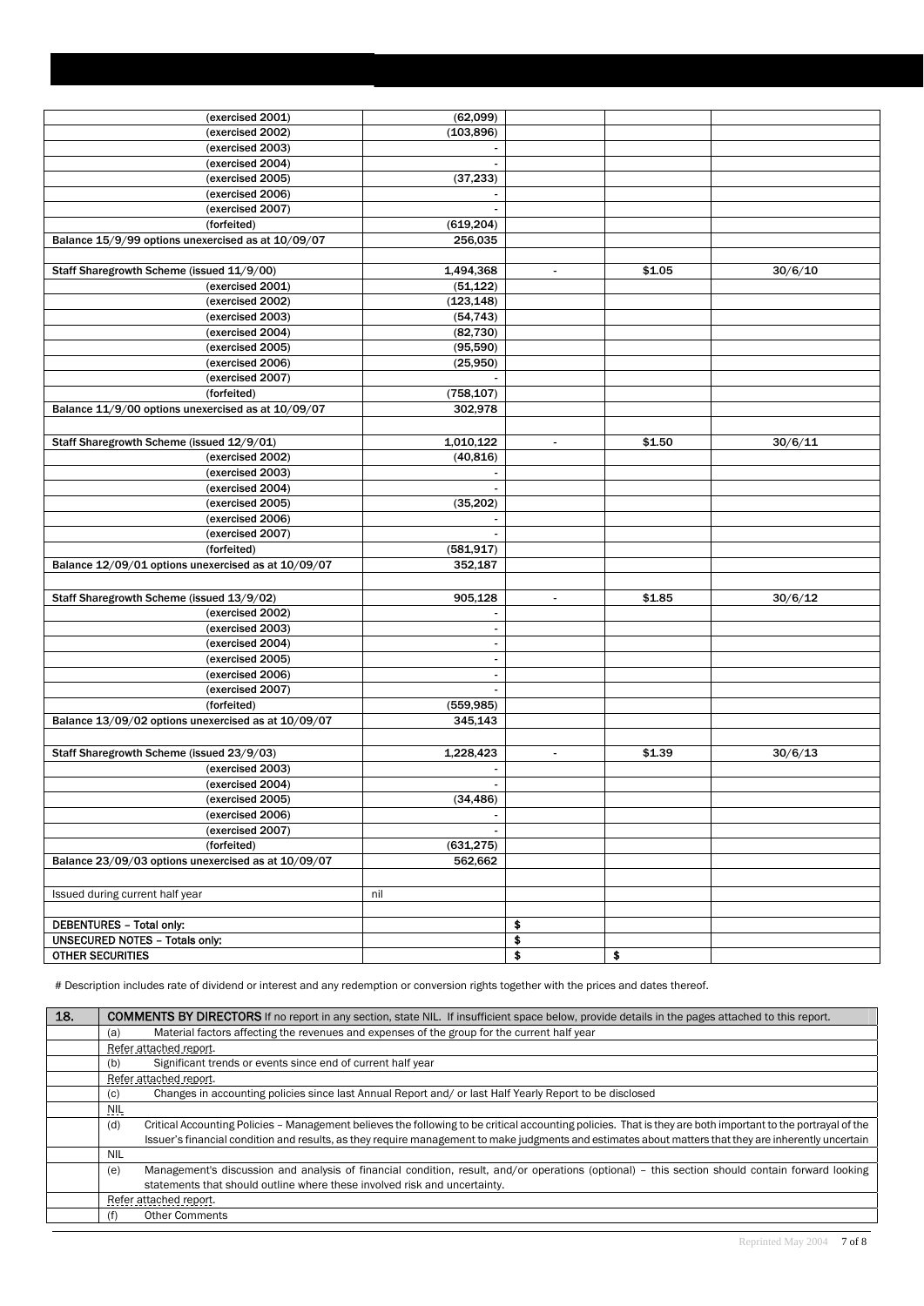| | | | | |
|---|---|---|---|---|
| (exercised 2001) | (62,099) | | | |
| (exercised 2002) | (103,896) | | | |
| (exercised 2003) | - | | | |
| (exercised 2004) | - | | | |
| (exercised 2005) | (37,233) | | | |
| (exercised 2006) | - | | | |
| (exercised 2007) | - | | | |
| (forfeited) | (619,204) | | | |
| Balance 15/9/99 options unexercised as at 10/09/07 | 256,035 | | | |
| | | | | |
| Staff Sharegrowth Scheme (issued 11/9/00) | 1,494,368 | - | $1.05 | 30/6/10 |
| (exercised 2001) | (51,122) | | | |
| (exercised 2002) | (123,148) | | | |
| (exercised 2003) | (54,743) | | | |
| (exercised 2004) | (82,730) | | | |
| (exercised 2005) | (95,590) | | | |
| (exercised 2006) | (25,950) | | | |
| (exercised 2007) | - | | | |
| (forfeited) | (758,107) | | | |
| Balance 11/9/00 options unexercised as at 10/09/07 | 302,978 | | | |
| | | | | |
| Staff Sharegrowth Scheme (issued 12/9/01) | 1,010,122 | - | $1.50 | 30/6/11 |
| (exercised 2002) | (40,816) | | | |
| (exercised 2003) | - | | | |
| (exercised 2004) | - | | | |
| (exercised 2005) | (35,202) | | | |
| (exercised 2006) | - | | | |
| (exercised 2007) | - | | | |
| (forfeited) | (581,917) | | | |
| Balance 12/09/01 options unexercised as at 10/09/07 | 352,187 | | | |
| | | | | |
| Staff Sharegrowth Scheme (issued 13/9/02) | 905,128 | - | $1.85 | 30/6/12 |
| (exercised 2002) | - | | | |
| (exercised 2003) | - | | | |
| (exercised 2004) | - | | | |
| (exercised 2005) | - | | | |
| (exercised 2006) | - | | | |
| (exercised 2007) | - | | | |
| (forfeited) | (559,985) | | | |
| Balance 13/09/02 options unexercised as at 10/09/07 | 345,143 | | | |
| | | | | |
| Staff Sharegrowth Scheme (issued 23/9/03) | 1,228,423 | - | $1.39 | 30/6/13 |
| (exercised 2003) | - | | | |
| (exercised 2004) | - | | | |
| (exercised 2005) | (34,486) | | | |
| (exercised 2006) | - | | | |
| (exercised 2007) | - | | | |
| (forfeited) | (631,275) | | | |
| Balance 23/09/03 options unexercised as at 10/09/07 | 562,662 | | | |
| | | | | |
| Issued during current half year | nil | | | |
| | | | | |
| DEBENTURES – Total only: | | $ | | |
| UNSECURED NOTES – Totals only: | | $ | | |
| OTHER SECURITIES | | $ | $ | |

# Description includes rate of dividend or interest and any redemption or conversion rights together with the prices and dates thereof.

| 18. | **COMMENTS BY DIRECTORS** If no report in any section, state NIL. If insufficient space below, provide details in the pages attached to this report. |
|---|---|
| | (a) Material factors affecting the revenues and expenses of the group for the current half year |
| | Refer attached report. |
| | (b) Significant trends or events since end of current half year |
| | Refer attached report. |
| | (c) Changes in accounting policies since last Annual Report and/ or last Half Yearly Report to be disclosed |
| | NIL |
| | (d) Critical Accounting Policies – Management believes the following to be critical accounting policies. That is they are both important to the portrayal of the Issuer's financial condition and results, as they require management to make judgments and estimates about matters that they are inherently uncertain |
| | NIL |
| | (e) Management's discussion and analysis of financial condition, result, and/or operations (optional) – this section should contain forward looking statements that should outline where these involved risk and uncertainty. |
| | Refer attached report. |
| | (f) Other Comments |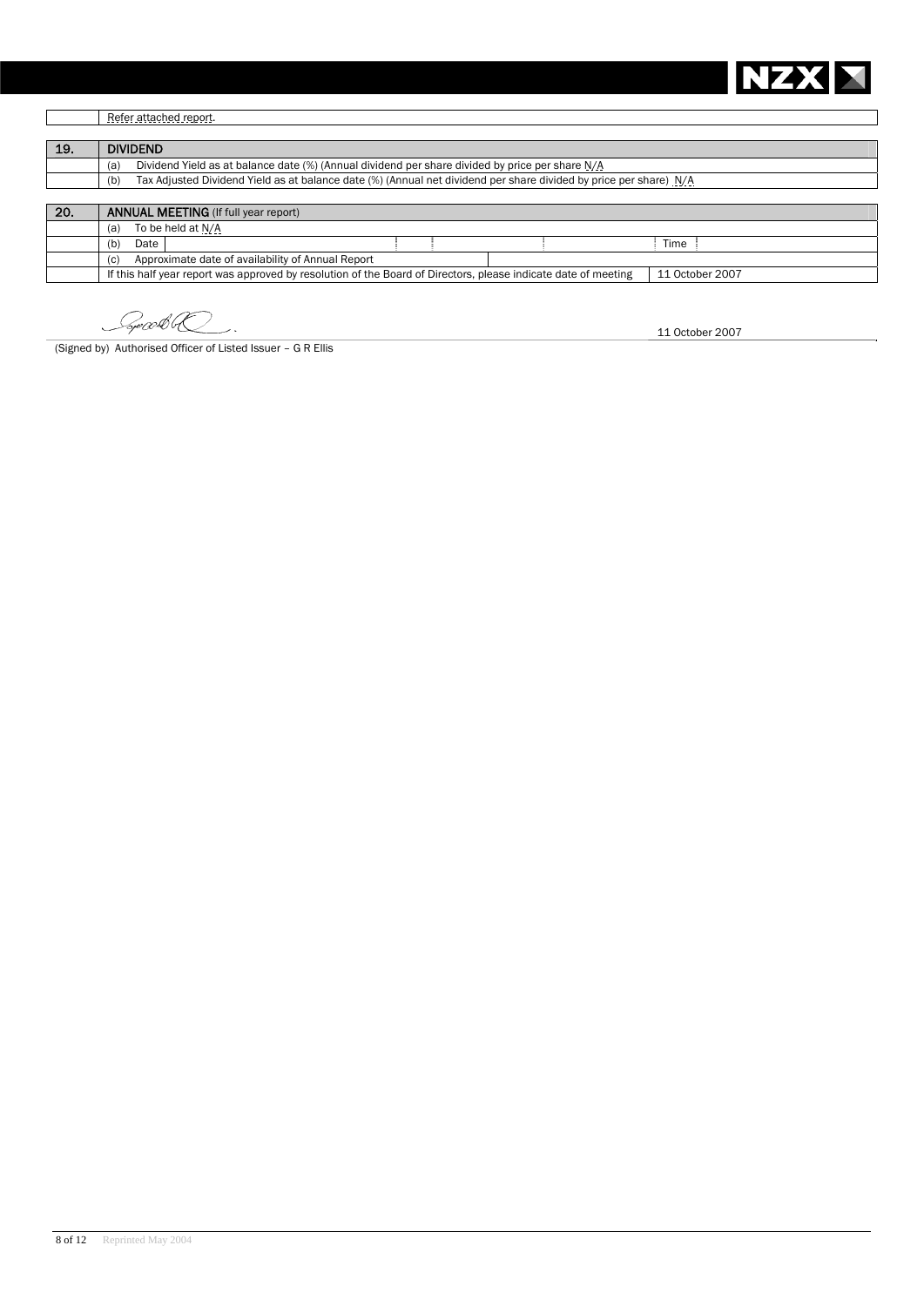| | |
|---|---|
| | Refer attached report. |

| | |
|---|---|
| **19.** | **DIVIDEND** |
| | (a) Dividend Yield as at balance date (%) (Annual dividend per share divided by price per share N/A |
| | (b) Tax Adjusted Dividend Yield as at balance date (%) (Annual net dividend per share divided by price per share) N/A |

| | | |
|---|---|---|
| **20.** | **ANNUAL MEETING** (If full year report) | |
| | (a) To be held at N/A | |
| | (b) Date | Time |
| | (c) Approximate date of availability of Annual Report | |
| | If this half year report was approved by resolution of the Board of Directors, please indicate date of meeting | 11 October 2007 |

11 October 2007

(Signed by) Authorised Officer of Listed Issuer – G R Ellis